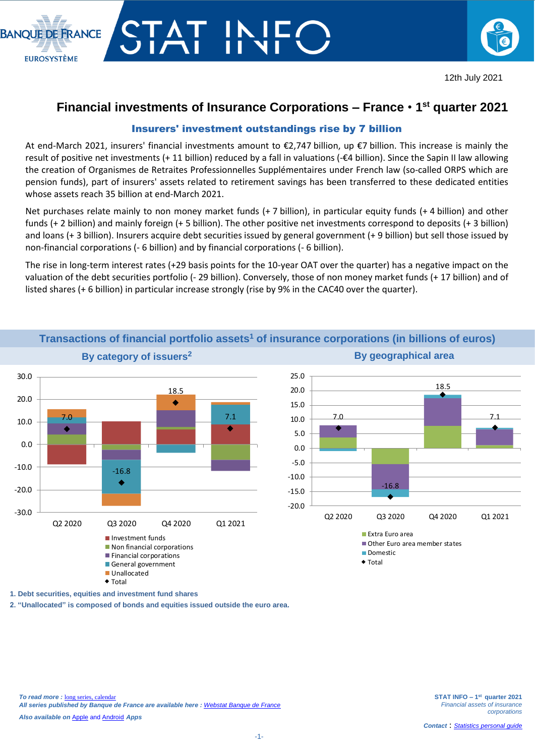12th July 2021

# Financial investments of Insurance Corporations – France • 1st quarter 2021

## Insurers' investment outstandings rise by 7 billion

At end-March 2021, insurers' financial investments amount to €2,747 billion, up €7 billion. This increase is mainly the result of positive net investments (+ 11 billion) reduced by a fall in valuations (-€4 billion). Since the Sapin II law allowing the creation of Organismes de Retraites Professionnelles Supplémentaires under French law (so-called ORPS which are pension funds), part of insurers' assets related to retirement savings has been transferred to these dedicated entities whose assets reach 35 billion at end-March 2021.

Net purchases relate mainly to non money market funds (+ 7 billion), in particular equity funds (+ 4 billion) and other funds (+ 2 billion) and mainly foreign (+ 5 billion). The other positive net investments correspond to deposits (+ 3 billion) and loans (+ 3 billion). Insurers acquire debt securities issued by general government (+ 9 billion) but sell those issued by non-financial corporations (- 6 billion) and by financial corporations (- 6 billion).

The rise in long-term interest rates (+29 basis points for the 10-year OAT over the quarter) has a negative impact on the valuation of the debt securities portfolio (- 29 billion). Conversely, those of non money market funds (+ 17 billion) and of listed shares (+ 6 billion) in particular increase strongly (rise by 9% in the CAC40 over the quarter).

### Transactions of financial portfolio assets[1] of insurance corporations (in billions of euros)

**By category of issuers[2]**

Total: Q2 2020: 7.0; Q3 2020: -16.8; Q4 2020: 18.5; Q1 2021: 7.1

Legend: Investment funds; Non financial corporations; Financial corporations; General government; Unallocated; Total

**By geographical area**

Total: Q2 2020: 7.0; Q3 2020: -16.8; Q4 2020: 18.5; Q1 2021: 7.1

Legend: Extra Euro area; Other Euro area member states; Domestic; Total

1. Debt securities, equities and investment fund shares
2. "Unallocated" is composed of bonds and equities issued outside the euro area.

*To read more :* long series, calendar
*All series published by Banque de France are available here :* Webstat Banque de France
*Also available on* Apple *and* Android *Apps*

**STAT INFO – 1st quarter 2021**
*Financial assets of insurance corporations*

*Contact :* Statistics personal guide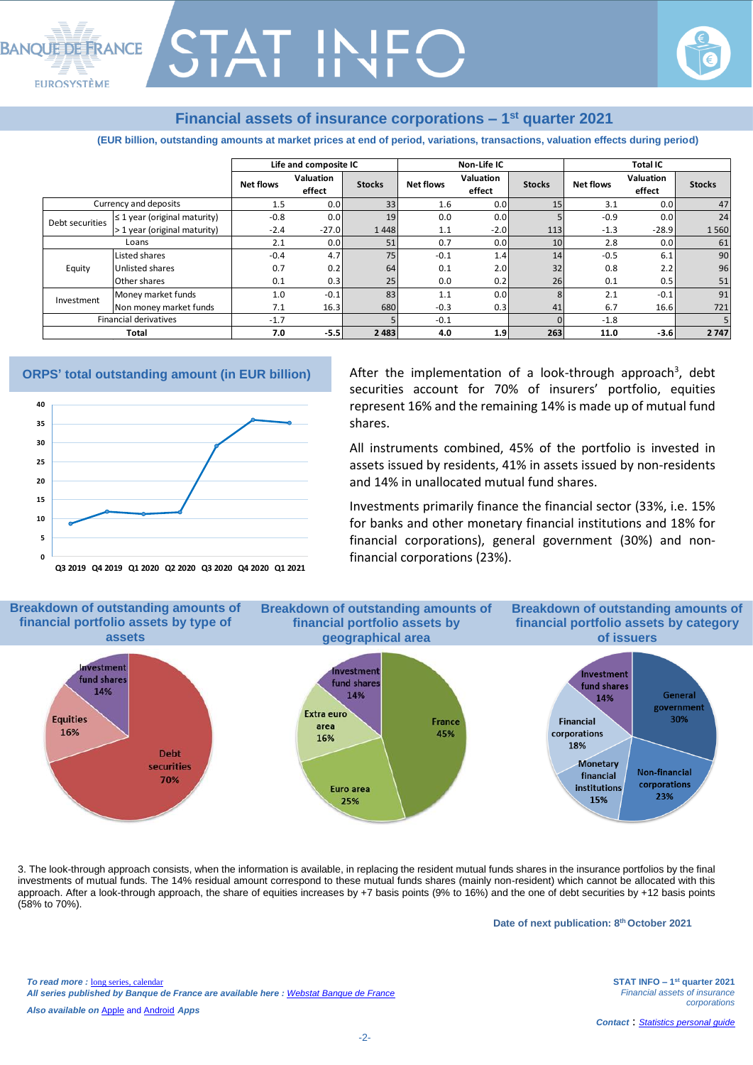## Financial assets of insurance corporations – 1st quarter 2021

**(EUR billion, outstanding amounts at market prices at end of period, variations, transactions, valuation effects during period)**

| | | Life and composite IC | | | Non-Life IC | | | Total IC | | |
|---|---|---|---|---|---|---|---|---|---|---|
| | | Net flows | Valuation effect | Stocks | Net flows | Valuation effect | Stocks | Net flows | Valuation effect | Stocks |
| Currency and deposits | | 1.5 | 0.0 | 33 | 1.6 | 0.0 | 15 | 3.1 | 0.0 | 47 |
| Debt securities | ≤ 1 year (original maturity) | -0.8 | 0.0 | 19 | 0.0 | 0.0 | 5 | -0.9 | 0.0 | 24 |
| | > 1 year (original maturity) | -2.4 | -27.0 | 1 448 | 1.1 | -2.0 | 113 | -1.3 | -28.9 | 1 560 |
| Loans | | 2.1 | 0.0 | 51 | 0.7 | 0.0 | 10 | 2.8 | 0.0 | 61 |
| Equity | Listed shares | -0.4 | 4.7 | 75 | -0.1 | 1.4 | 14 | -0.5 | 6.1 | 90 |
| | Unlisted shares | 0.7 | 0.2 | 64 | 0.1 | 2.0 | 32 | 0.8 | 2.2 | 96 |
| | Other shares | 0.1 | 0.3 | 25 | 0.0 | 0.2 | 26 | 0.1 | 0.5 | 51 |
| Investment | Money market funds | 1.0 | -0.1 | 83 | 1.1 | 0.0 | 8 | 2.1 | -0.1 | 91 |
| | Non money market funds | 7.1 | 16.3 | 680 | -0.3 | 0.3 | 41 | 6.7 | 16.6 | 721 |
| Financial derivatives | | -1.7 | | 5 | -0.1 | | 0 | -1.8 | | 5 |
| **Total** | | **7.0** | **-5.5** | **2 483** | **4.0** | **1.9** | **263** | **11.0** | **-3.6** | **2 747** |

### ORPS' total outstanding amount (in EUR billion)

40
35
30
25
20
15
10
5
0
Q3 2019 Q4 2019 Q1 2020 Q2 2020 Q3 2020 Q4 2020 Q1 2021

After the implementation of a look-through approach[3], debt securities account for 70% of insurers' portfolio, equities represent 16% and the remaining 14% is made up of mutual fund shares.

All instruments combined, 45% of the portfolio is invested in assets issued by residents, 41% in assets issued by non-residents and 14% in unallocated mutual fund shares.

Investments primarily finance the financial sector (33%, i.e. 15% for banks and other monetary financial institutions and 18% for financial corporations), general government (30%) and non-financial corporations (23%).

### Breakdown of outstanding amounts of financial portfolio assets by type of assets

Investment fund shares 14%
Equities 16%
Debt securities 70%

### Breakdown of outstanding amounts of financial portfolio assets by geographical area

Investment fund shares 14%
Extra euro area 16%
France 45%
Euro area 25%

### Breakdown of outstanding amounts of financial portfolio assets by category of issuers

Investment fund shares 14%
General government 30%
Financial corporations 18%
Monetary financial institutions 15%
Non-financial corporations 23%

3. The look-through approach consists, when the information is available, in replacing the resident mutual funds shares in the insurance portfolios by the final investments of mutual funds. The 14% residual amount correspond to these mutual funds shares (mainly non-resident) which cannot be allocated with this approach. After a look-through approach, the share of equities increases by +7 basis points (9% to 16%) and the one of debt securities by +12 basis points (58% to 70%).

**Date of next publication: 8th October 2021**

*To read more :* long series, calendar
***All series published by Banque de France are available here :*** *Webstat Banque de France*
***Also available on*** *Apple and Android Apps*

**STAT INFO – 1st quarter 2021**
*Financial assets of insurance corporations*

***Contact :*** *Statistics personal guide*